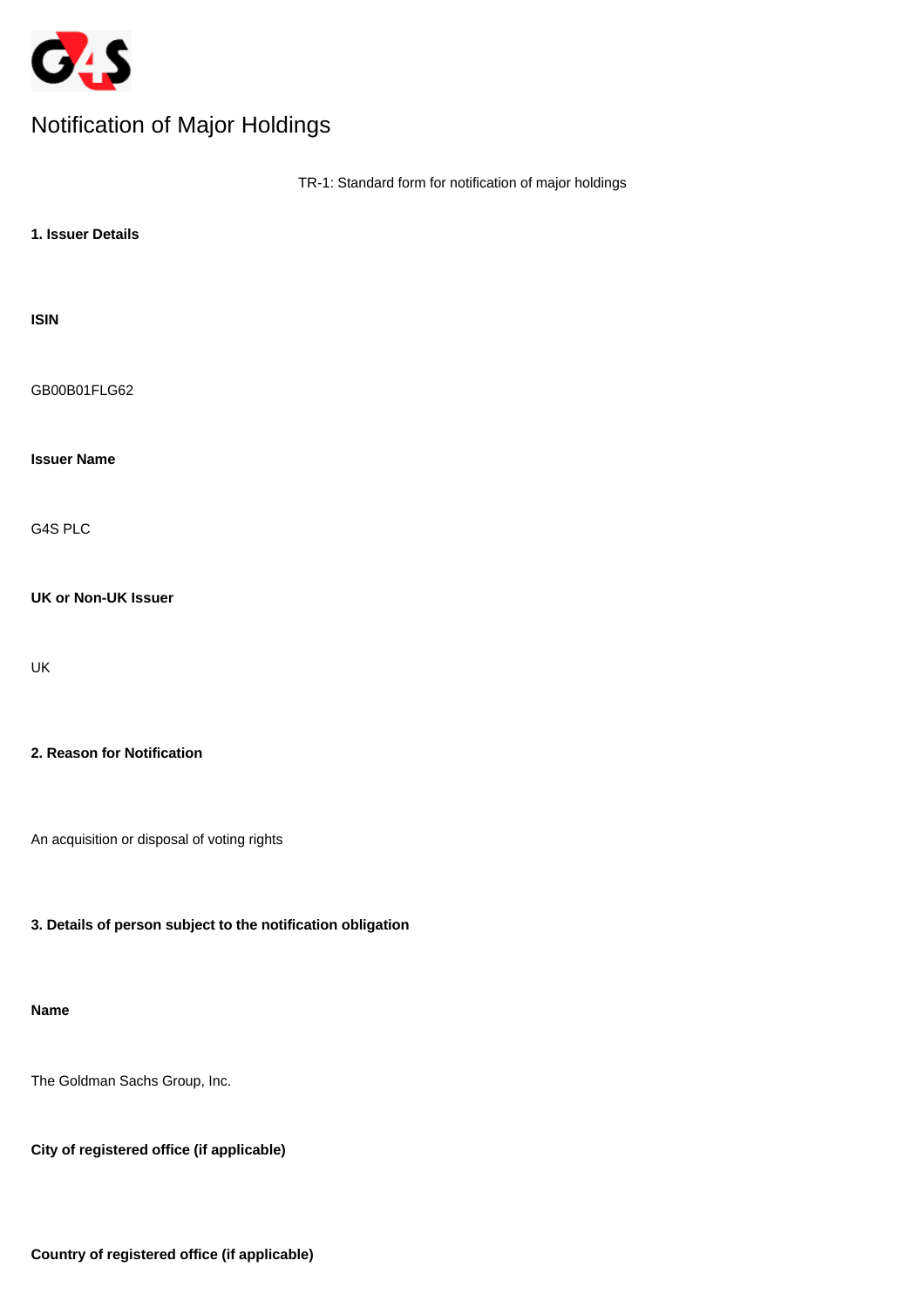# Notification of Major Holdings

TR-1: Standard form for notification of major holdings

**1. Issuer Details**

**ISIN**

GB00B01FLG62

**Issuer Name**

G4S PLC

**UK or Non-UK Issuer**

UK

**2. Reason for Notification**

An acquisition or disposal of voting rights

**3. Details of person subject to the notification obligation**

**Name**

The Goldman Sachs Group, Inc.

**City of registered office (if applicable)**

**Country of registered office (if applicable)**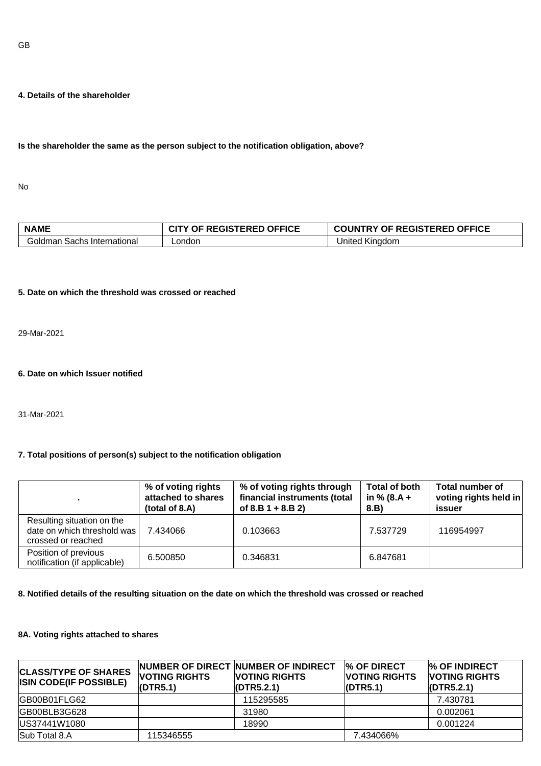GB

#### 4. Details of the shareholder

**Is the shareholder the same as the person subject to the notification obligation, above?**

No

| NAME | CITY OF REGISTERED OFFICE | COUNTRY OF REGISTERED OFFICE |
| --- | --- | --- |
| Goldman Sachs International | London | United Kingdom |

#### 5. Date on which the threshold was crossed or reached

29-Mar-2021

#### 6. Date on which Issuer notified

31-Mar-2021

#### 7. Total positions of person(s) subject to the notification obligation

| . | % of voting rights attached to shares (total of 8.A) | % of voting rights through financial instruments (total of 8.B 1 + 8.B 2) | Total of both in % (8.A + 8.B) | Total number of voting rights held in issuer |
| --- | --- | --- | --- | --- |
| Resulting situation on the date on which threshold was crossed or reached | 7.434066 | 0.103663 | 7.537729 | 116954997 |
| Position of previous notification (if applicable) | 6.500850 | 0.346831 | 6.847681 | |

#### 8. Notified details of the resulting situation on the date on which the threshold was crossed or reached

#### 8A. Voting rights attached to shares

| CLASS/TYPE OF SHARES ISIN CODE(IF POSSIBLE) | NUMBER OF DIRECT VOTING RIGHTS (DTR5.1) | NUMBER OF INDIRECT VOTING RIGHTS (DTR5.2.1) | % OF DIRECT VOTING RIGHTS (DTR5.1) | % OF INDIRECT VOTING RIGHTS (DTR5.2.1) |
| --- | --- | --- | --- | --- |
| GB00B01FLG62 | | 115295585 | | 7.430781 |
| GB00BLB3G628 | | 31980 | | 0.002061 |
| US37441W1080 | | 18990 | | 0.001224 |
| Sub Total 8.A | 115346555 | | 7.434066% | |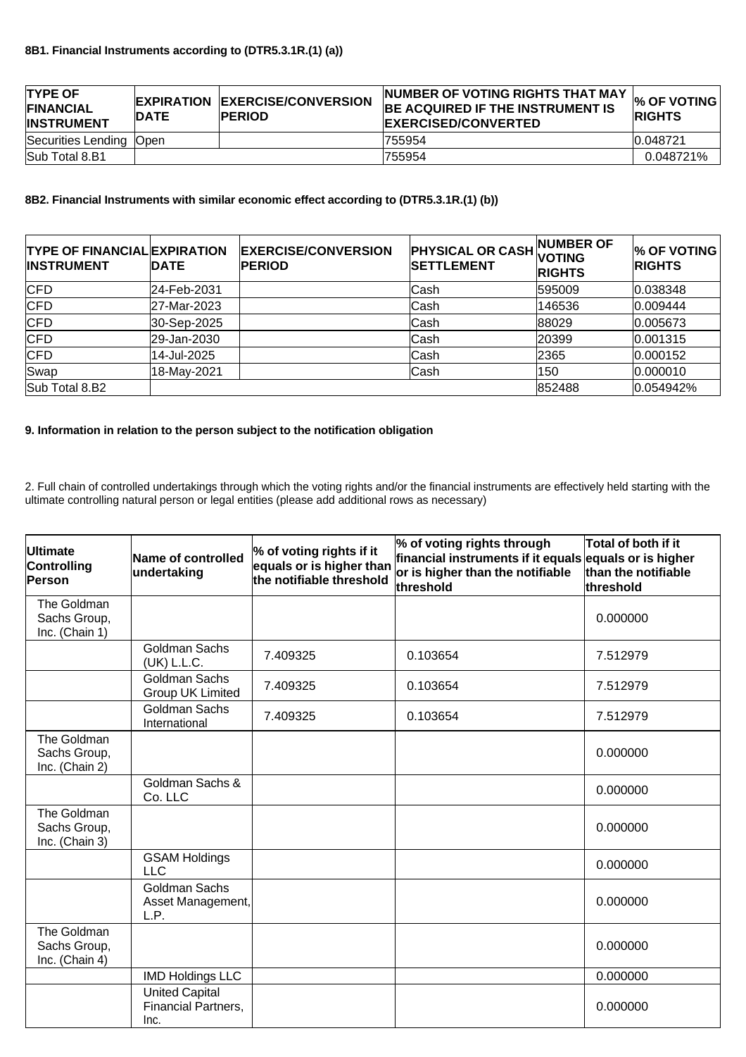#### 8B1. Financial Instruments according to (DTR5.3.1R.(1) (a))

| TYPE OF FINANCIAL INSTRUMENT | EXPIRATION DATE | EXERCISE/CONVERSION PERIOD | NUMBER OF VOTING RIGHTS THAT MAY BE ACQUIRED IF THE INSTRUMENT IS EXERCISED/CONVERTED | % OF VOTING RIGHTS |
|---|---|---|---|---|
| Securities Lending | Open | | 755954 | 0.048721 |
| Sub Total 8.B1 | | | 755954 | 0.048721% |

#### 8B2. Financial Instruments with similar economic effect according to (DTR5.3.1R.(1) (b))

| TYPE OF FINANCIAL INSTRUMENT | EXPIRATION DATE | EXERCISE/CONVERSION PERIOD | PHYSICAL OR CASH SETTLEMENT | NUMBER OF VOTING RIGHTS | % OF VOTING RIGHTS |
|---|---|---|---|---|---|
| CFD | 24-Feb-2031 | | Cash | 595009 | 0.038348 |
| CFD | 27-Mar-2023 | | Cash | 146536 | 0.009444 |
| CFD | 30-Sep-2025 | | Cash | 88029 | 0.005673 |
| CFD | 29-Jan-2030 | | Cash | 20399 | 0.001315 |
| CFD | 14-Jul-2025 | | Cash | 2365 | 0.000152 |
| Swap | 18-May-2021 | | Cash | 150 | 0.000010 |
| Sub Total 8.B2 | | | | 852488 | 0.054942% |

#### 9. Information in relation to the person subject to the notification obligation

2. Full chain of controlled undertakings through which the voting rights and/or the financial instruments are effectively held starting with the ultimate controlling natural person or legal entities (please add additional rows as necessary)

| Ultimate Controlling Person | Name of controlled undertaking | % of voting rights if it equals or is higher than the notifiable threshold | % of voting rights through financial instruments if it equals or is higher than the notifiable threshold | Total of both if it equals or is higher than the notifiable threshold |
|---|---|---|---|---|
| The Goldman Sachs Group, Inc. (Chain 1) | | | | 0.000000 |
| | Goldman Sachs (UK) L.L.C. | 7.409325 | 0.103654 | 7.512979 |
| | Goldman Sachs Group UK Limited | 7.409325 | 0.103654 | 7.512979 |
| | Goldman Sachs International | 7.409325 | 0.103654 | 7.512979 |
| The Goldman Sachs Group, Inc. (Chain 2) | | | | 0.000000 |
| | Goldman Sachs & Co. LLC | | | 0.000000 |
| The Goldman Sachs Group, Inc. (Chain 3) | | | | 0.000000 |
| | GSAM Holdings LLC | | | 0.000000 |
| | Goldman Sachs Asset Management, L.P. | | | 0.000000 |
| The Goldman Sachs Group, Inc. (Chain 4) | | | | 0.000000 |
| | IMD Holdings LLC | | | 0.000000 |
| | United Capital Financial Partners, Inc. | | | 0.000000 |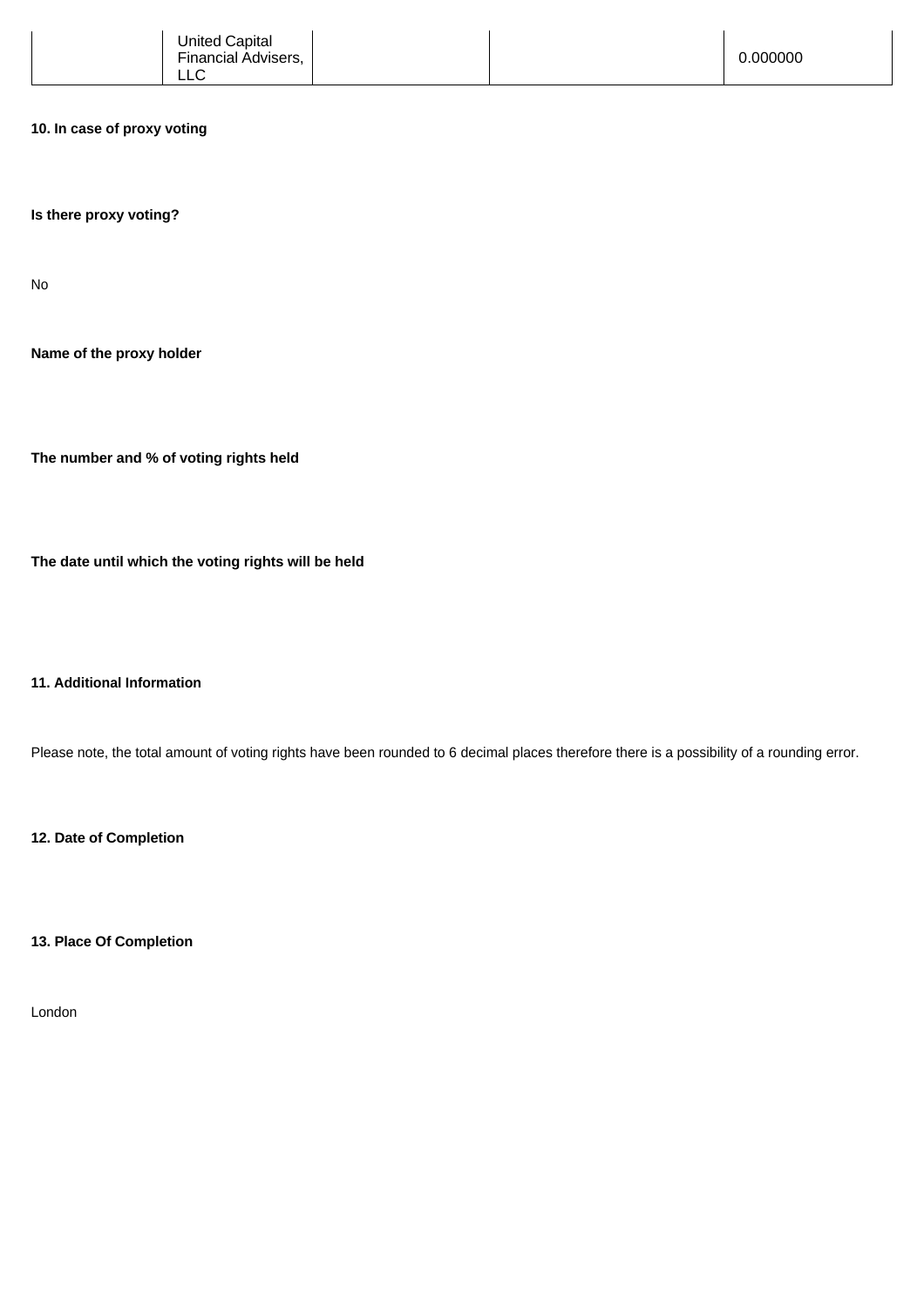| | | | | |
|---|---|---|---|---|
| | United Capital Financial Advisers, LLC | | | 0.000000 |

**10. In case of proxy voting**

**Is there proxy voting?**

No

**Name of the proxy holder**

**The number and % of voting rights held**

**The date until which the voting rights will be held**

**11. Additional Information**

Please note, the total amount of voting rights have been rounded to 6 decimal places therefore there is a possibility of a rounding error.

**12. Date of Completion**

**13. Place Of Completion**

London